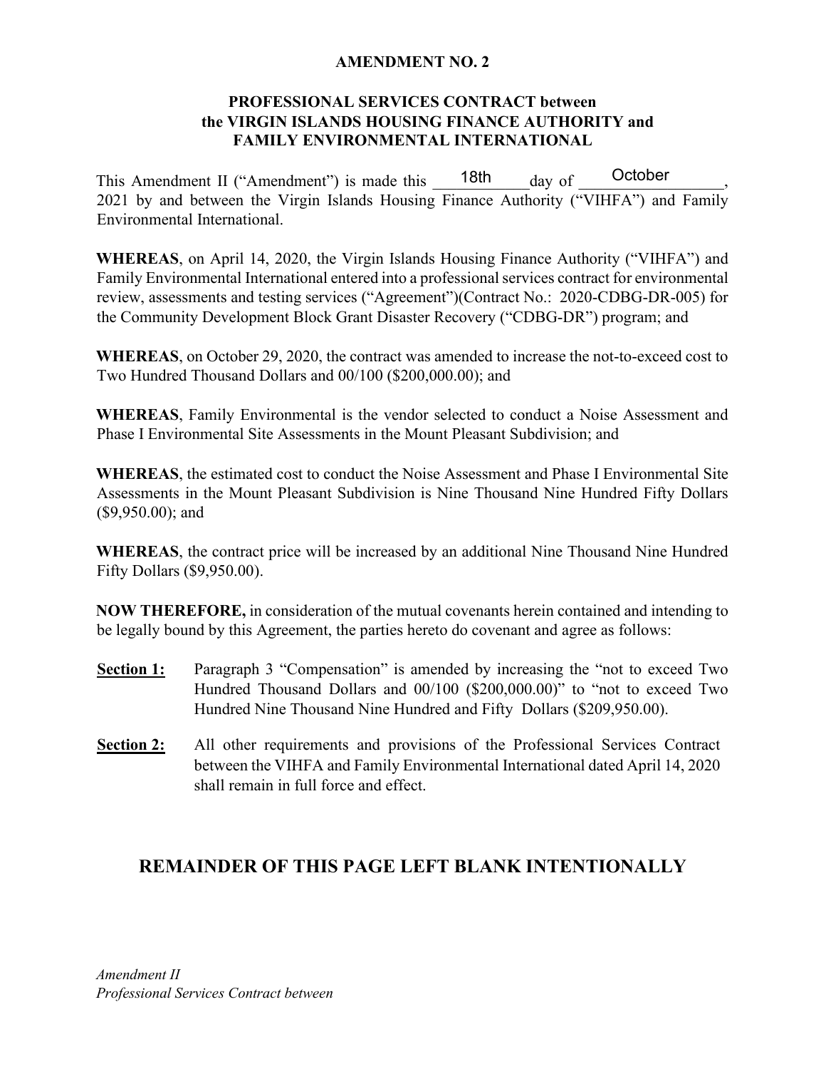**AMENDMENT NO. 2**

**PROFESSIONAL SERVICES CONTRACT between the VIRGIN ISLANDS HOUSING FINANCE AUTHORITY and FAMILY ENVIRONMENTAL INTERNATIONAL**

This Amendment II ("Amendment") is made this 18th day of October, 2021 by and between the Virgin Islands Housing Finance Authority ("VIHFA") and Family Environmental International.

**WHEREAS**, on April 14, 2020, the Virgin Islands Housing Finance Authority ("VIHFA") and Family Environmental International entered into a professional services contract for environmental review, assessments and testing services ("Agreement")(Contract No.: 2020-CDBG-DR-005) for the Community Development Block Grant Disaster Recovery ("CDBG-DR") program; and

**WHEREAS**, on October 29, 2020, the contract was amended to increase the not-to-exceed cost to Two Hundred Thousand Dollars and 00/100 ($200,000.00); and

**WHEREAS**, Family Environmental is the vendor selected to conduct a Noise Assessment and Phase I Environmental Site Assessments in the Mount Pleasant Subdivision; and

**WHEREAS**, the estimated cost to conduct the Noise Assessment and Phase I Environmental Site Assessments in the Mount Pleasant Subdivision is Nine Thousand Nine Hundred Fifty Dollars ($9,950.00); and

**WHEREAS**, the contract price will be increased by an additional Nine Thousand Nine Hundred Fifty Dollars ($9,950.00).

**NOW THEREFORE,** in consideration of the mutual covenants herein contained and intending to be legally bound by this Agreement, the parties hereto do covenant and agree as follows:

**Section 1:** Paragraph 3 "Compensation" is amended by increasing the "not to exceed Two Hundred Thousand Dollars and 00/100 ($200,000.00)" to "not to exceed Two Hundred Nine Thousand Nine Hundred and Fifty Dollars ($209,950.00).

**Section 2:** All other requirements and provisions of the Professional Services Contract between the VIHFA and Family Environmental International dated April 14, 2020 shall remain in full force and effect.

## REMAINDER OF THIS PAGE LEFT BLANK INTENTIONALLY

*Amendment II*
*Professional Services Contract between*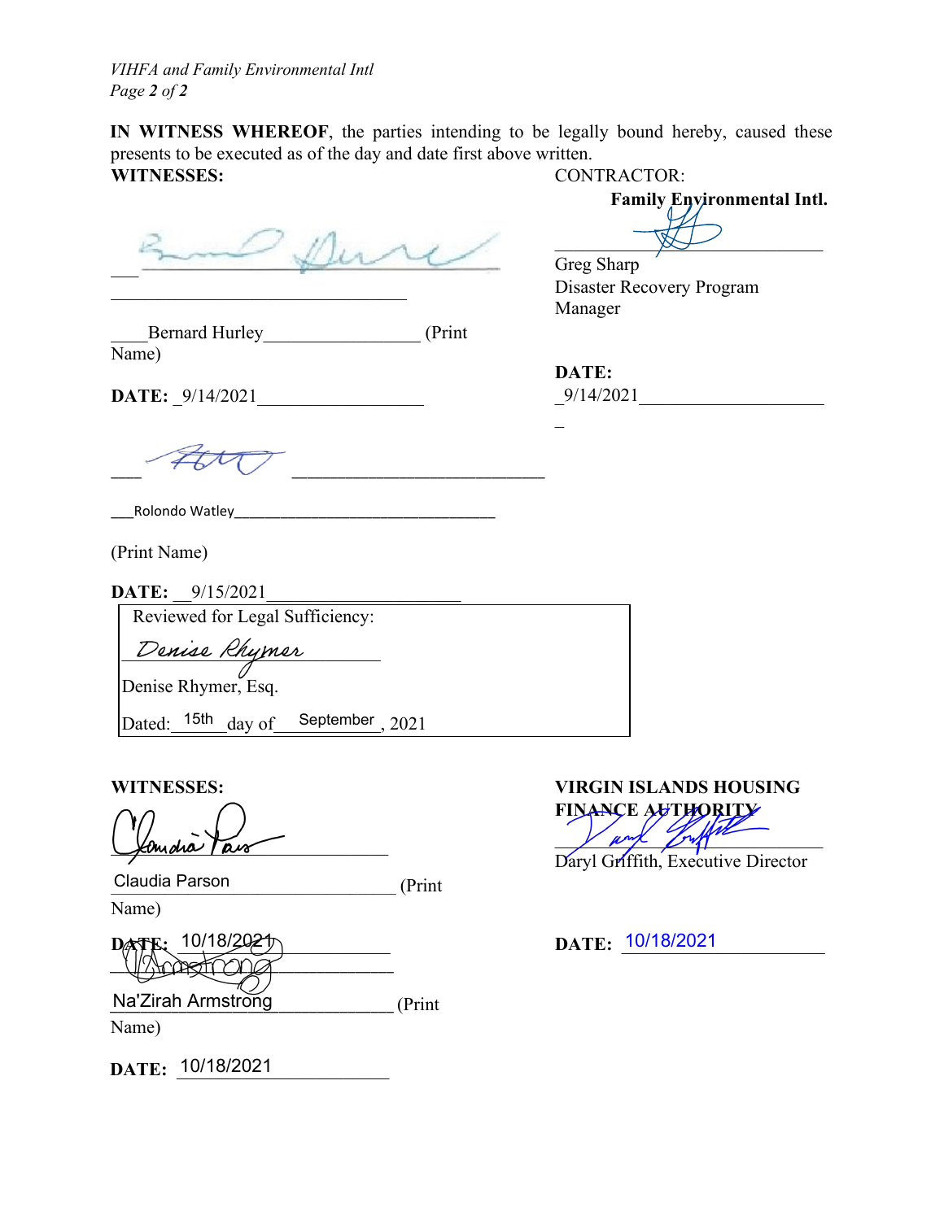**IN WITNESS WHEREOF**, the parties intending to be legally bound hereby, caused these presents to be executed as of the day and date first above written.

**WITNESSES:**

___________________________________

____Bernard Hurley_________________ (Print Name)

**DATE:** _9/14/2021__________________

___ ___________________________

___Rolondo Watley___________________________________

(Print Name)

**DATE:** __9/15/2021____________________

CONTRACTOR:

**Family Environmental Intl.**

______________________________

Greg Sharp
Disaster Recovery Program Manager

**DATE:**
_9/14/2021____________________
_

Reviewed for Legal Sufficiency:

Denise Rhymer

Denise Rhymer, Esq.

Dated: 15th day of September, 2021

**WITNESSES:**

______________________________

Claudia Parson (Print Name)

**DATE:** 10/18/2021

______________________________

Na'Zirah Armstrong (Print Name)

**DATE:** 10/18/2021

**VIRGIN ISLANDS HOUSING FINANCE AUTHORITY**

______________________________

Daryl Griffith, Executive Director

**DATE:** 10/18/2021